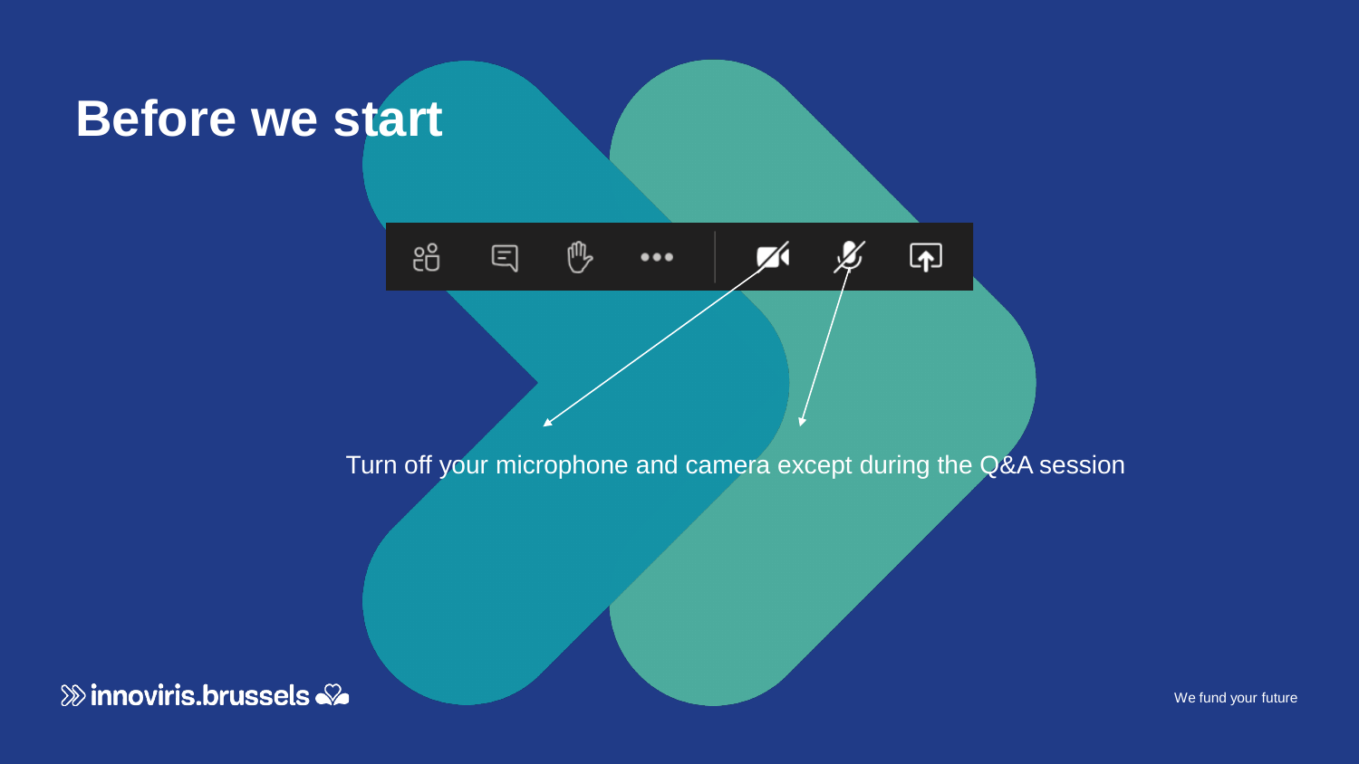# Before we start

Turn off your microphone and camera except during the Q&A session

innoviris.brussels

We fund your future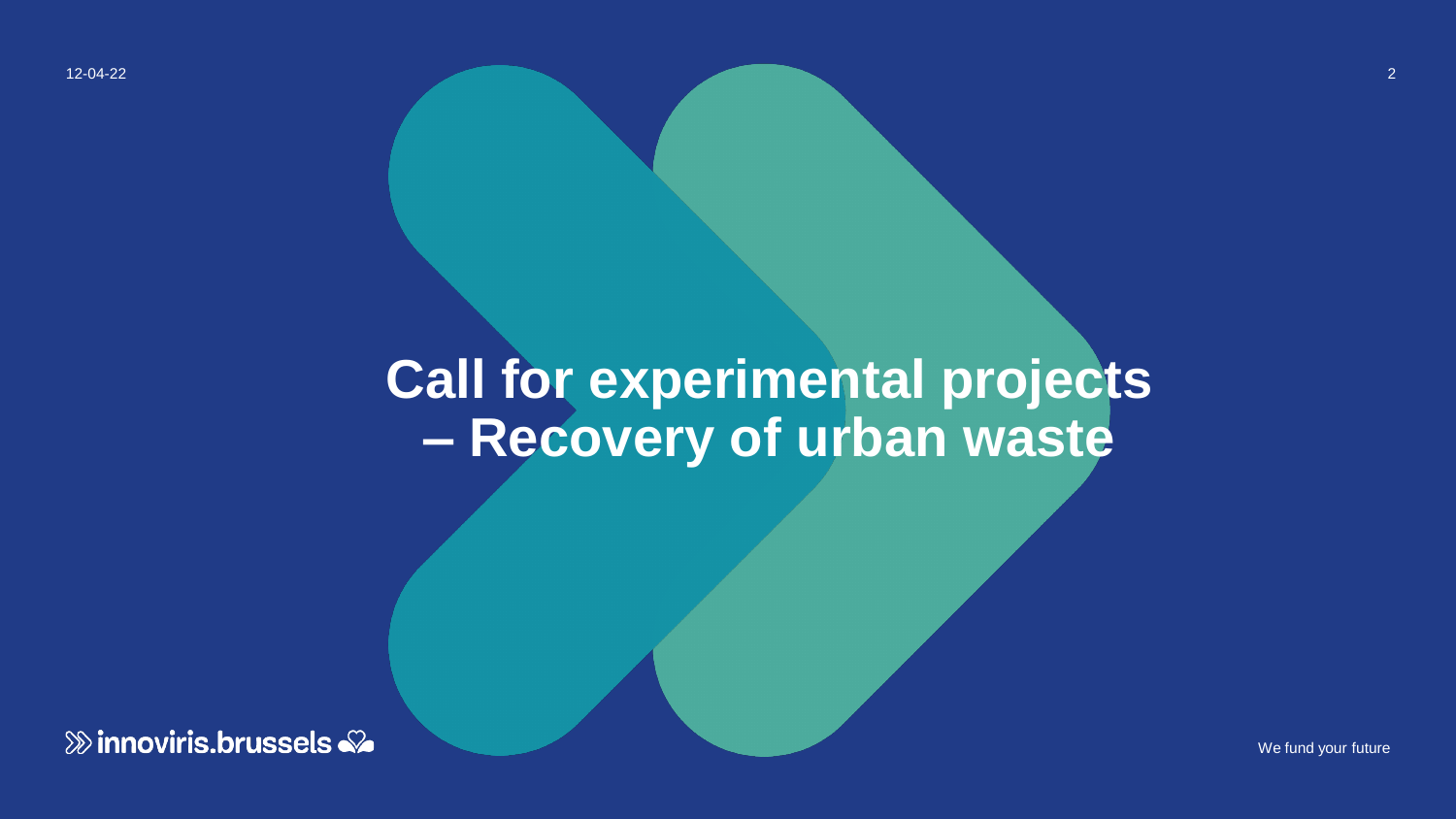# Call for experimental projects – Recovery of urban waste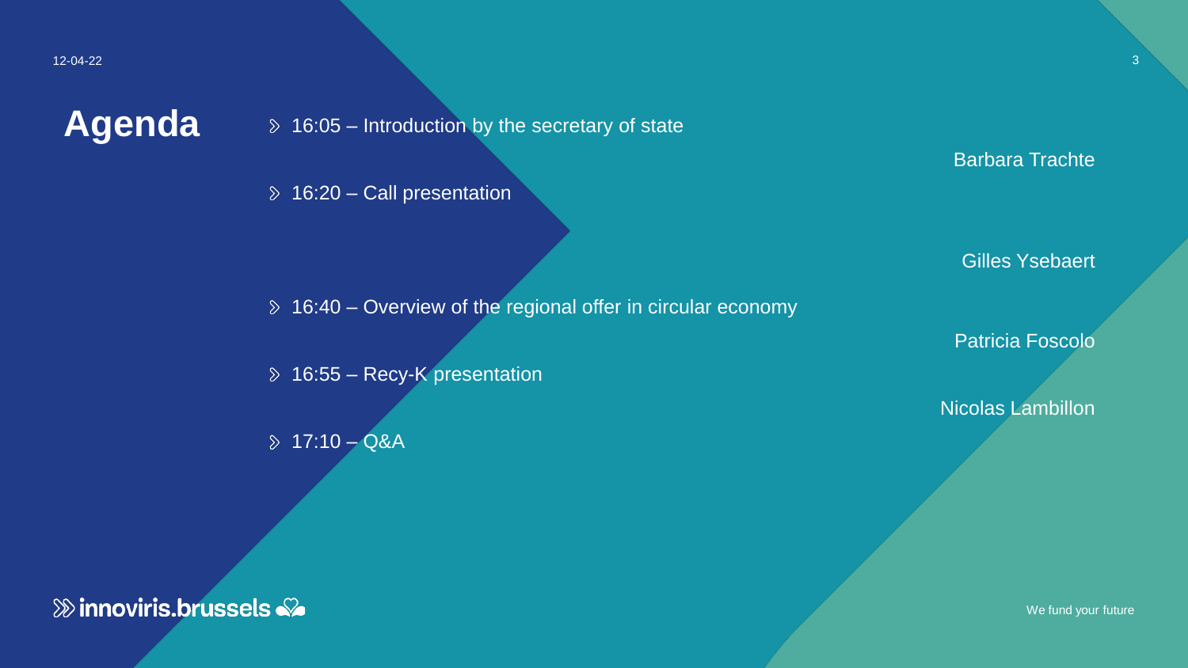# Agenda

- 16:05 – Introduction by the secretary of state — Barbara Trachte
- 16:20 – Call presentation — Gilles Ysebaert
- 16:40 – Overview of the regional offer in circular economy — Patricia Foscolo
- 16:55 – Recy-K presentation — Nicolas Lambillon
- 17:10 – Q&A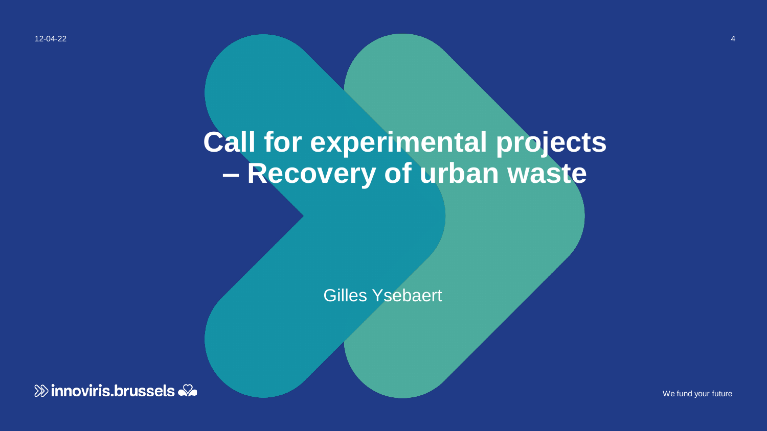# Call for experimental projects – Recovery of urban waste

Gilles Ysebaert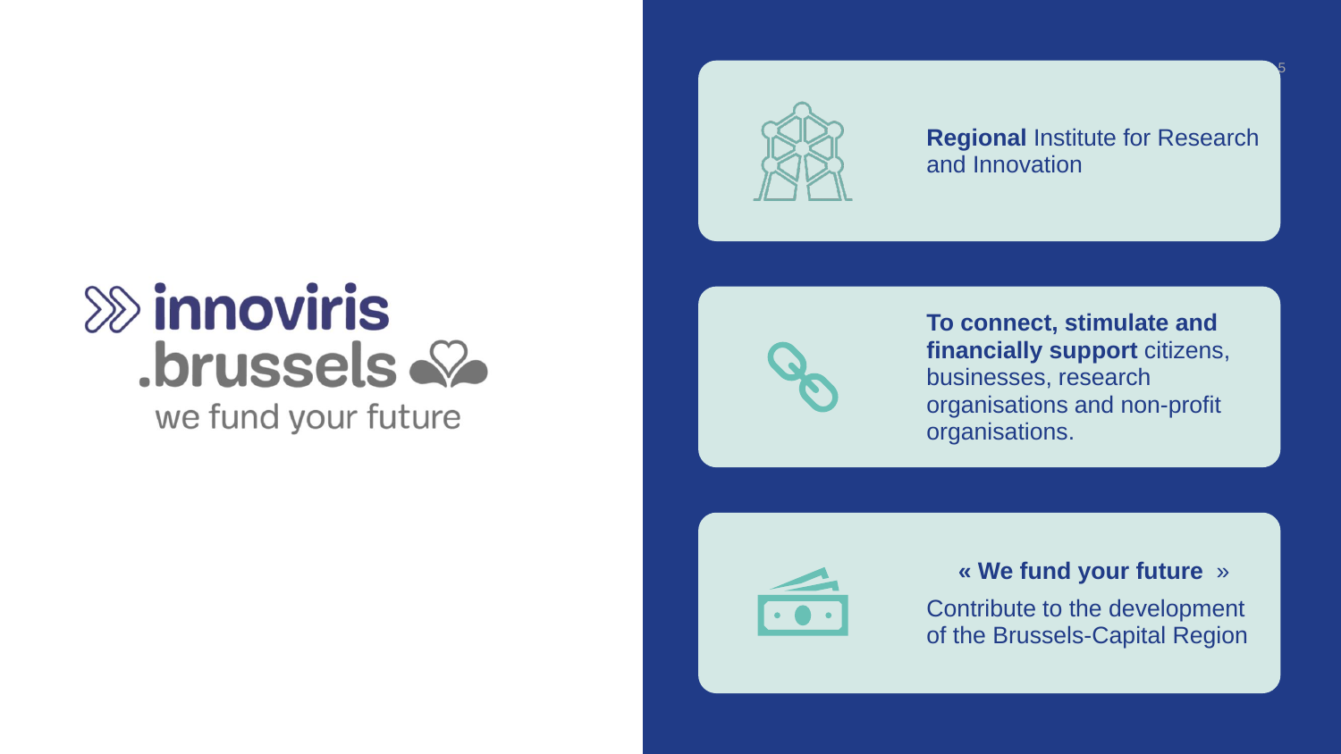innoviris .brussels

we fund your future

**Regional** Institute for Research and Innovation

**To connect, stimulate and financially support** citizens, businesses, research organisations and non-profit organisations.

**« We fund your future »**

Contribute to the development of the Brussels-Capital Region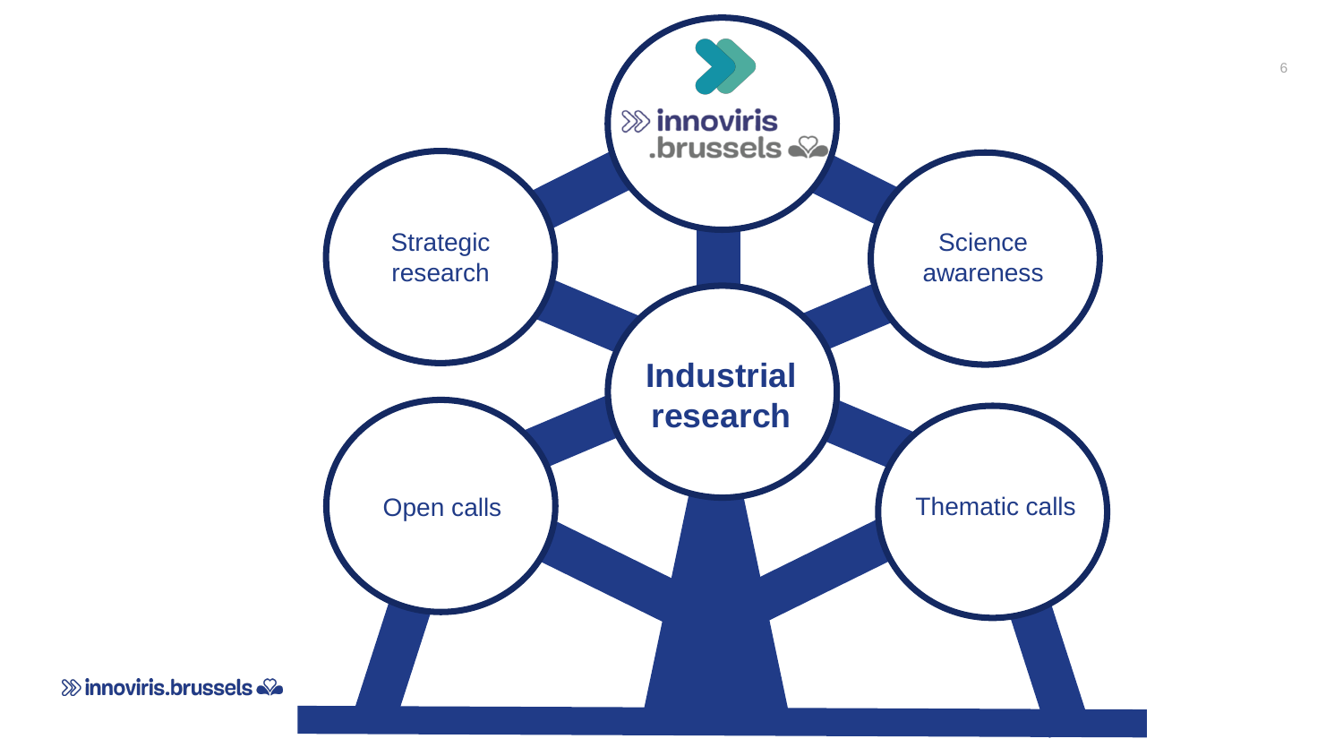innoviris.brussels

Strategic research

Science awareness

**Industrial research**

Open calls

Thematic calls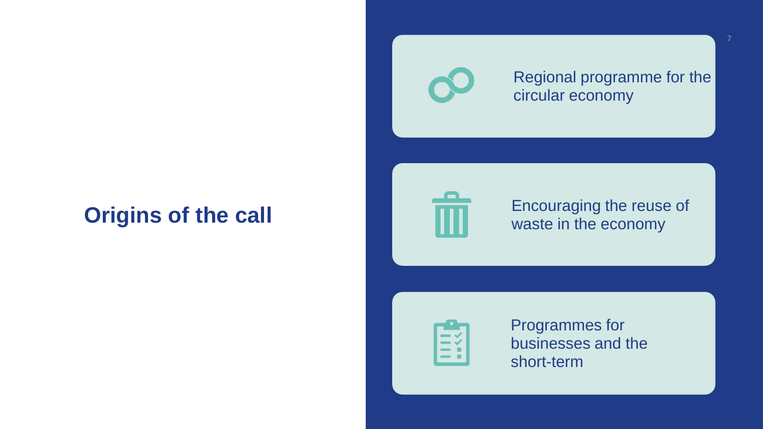# Origins of the call

- Regional programme for the circular economy
- Encouraging the reuse of waste in the economy
- Programmes for businesses and the short-term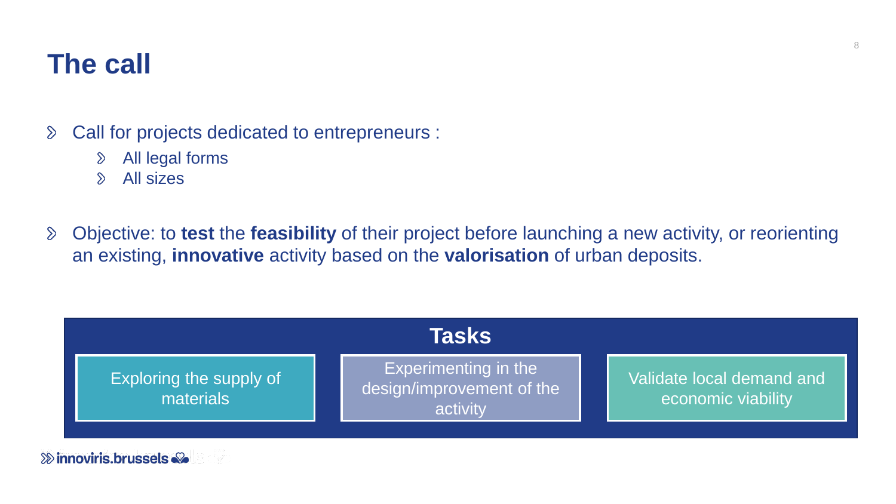# The call

- Call for projects dedicated to entrepreneurs :
  - All legal forms
  - All sizes

- Objective: to **test** the **feasibility** of their project before launching a new activity, or reorienting an existing, **innovative** activity based on the **valorisation** of urban deposits.

## Tasks

- Exploring the supply of materials
- Experimenting in the design/improvement of the activity
- Validate local demand and economic viability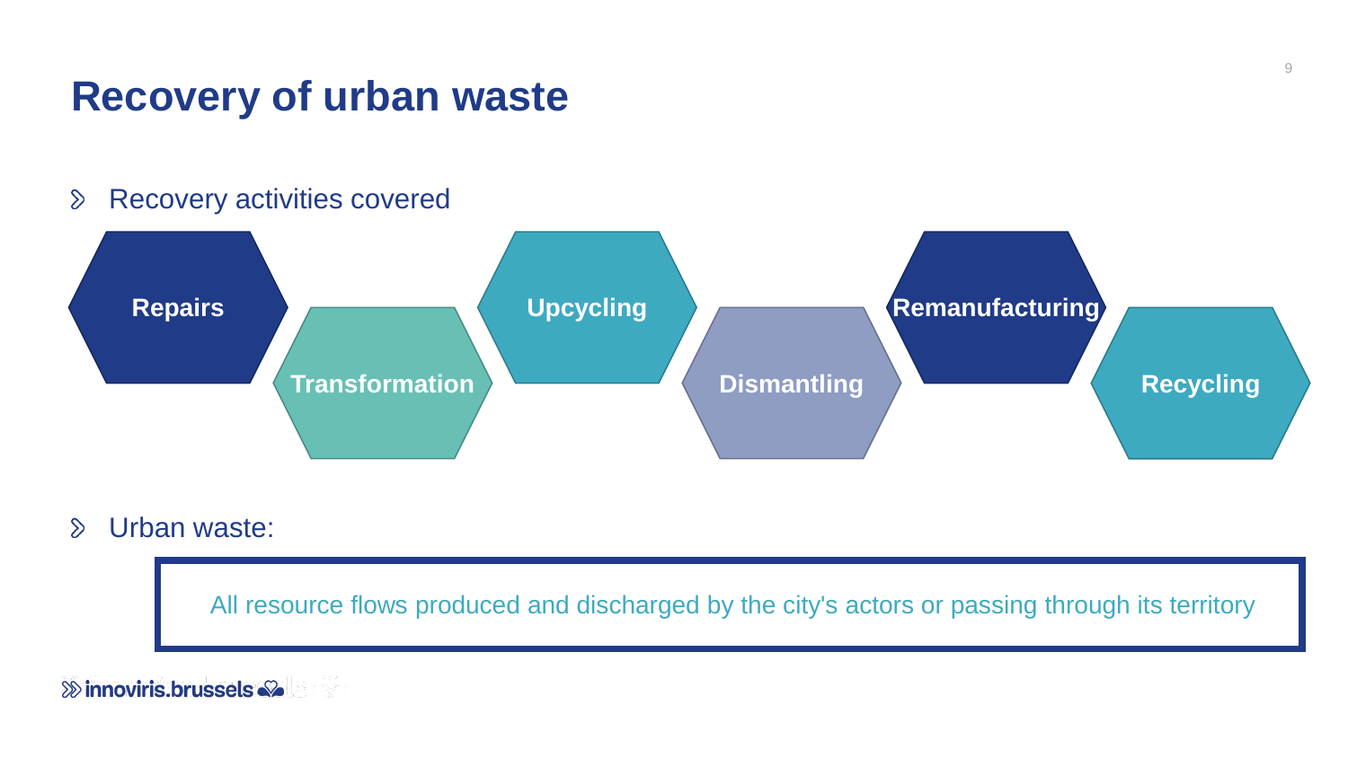# Recovery of urban waste

- Recovery activities covered

Repairs

Transformation

Upcycling

Dismantling

Remanufacturing

Recycling

- Urban waste:

All resource flows produced and discharged by the city's actors or passing through its territory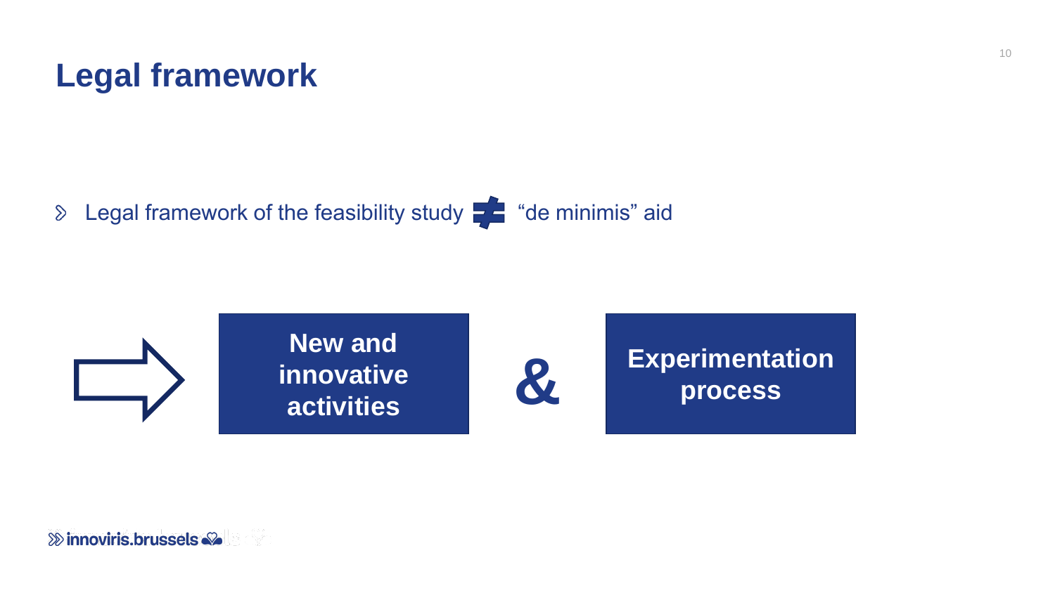# Legal framework

- Legal framework of the feasibility study ≠ “de minimis” aid

⇒ **New and innovative activities** & **Experimentation process**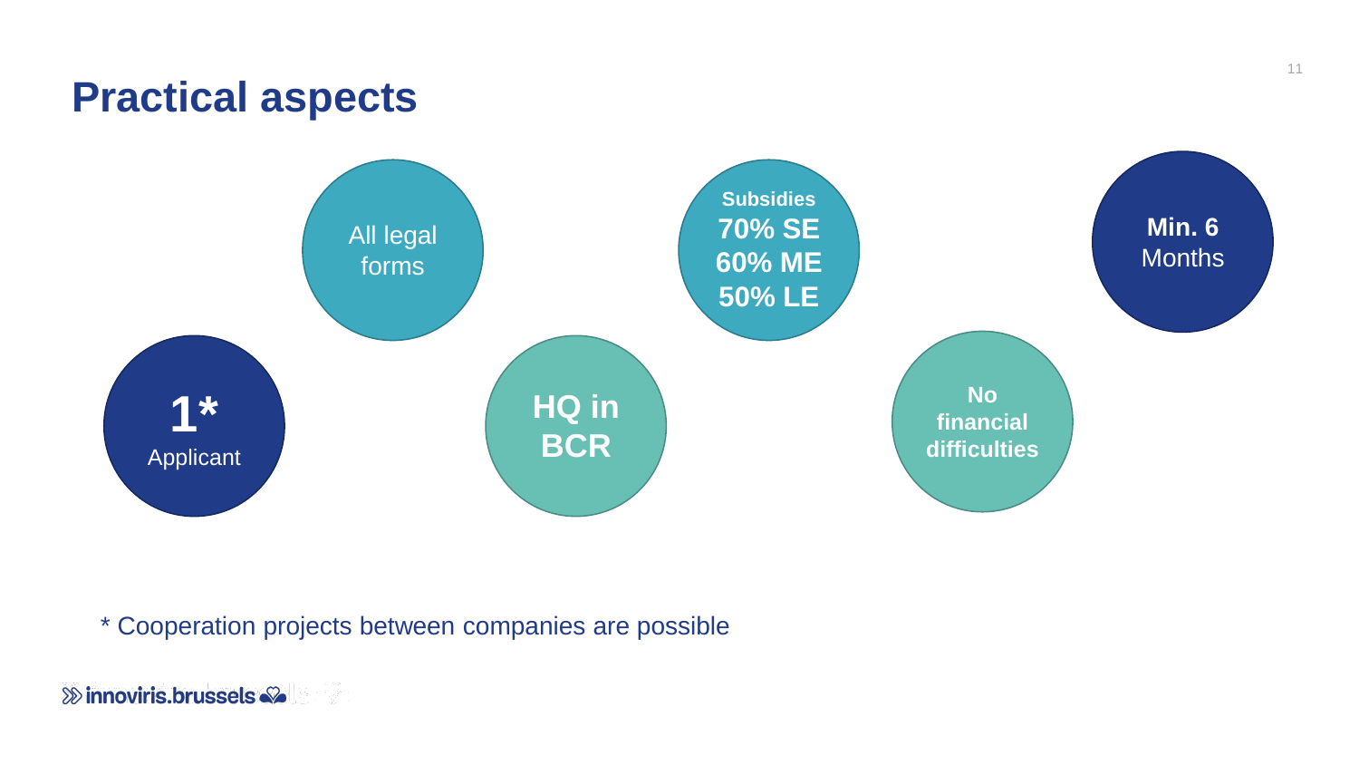# Practical aspects

- **1*** Applicant
- All legal forms
- **HQ in BCR**
- **Subsidies** **70% SE** **60% ME** **50% LE**
- **No financial difficulties**
- **Min. 6** Months

* Cooperation projects between companies are possible

innoviris.brussels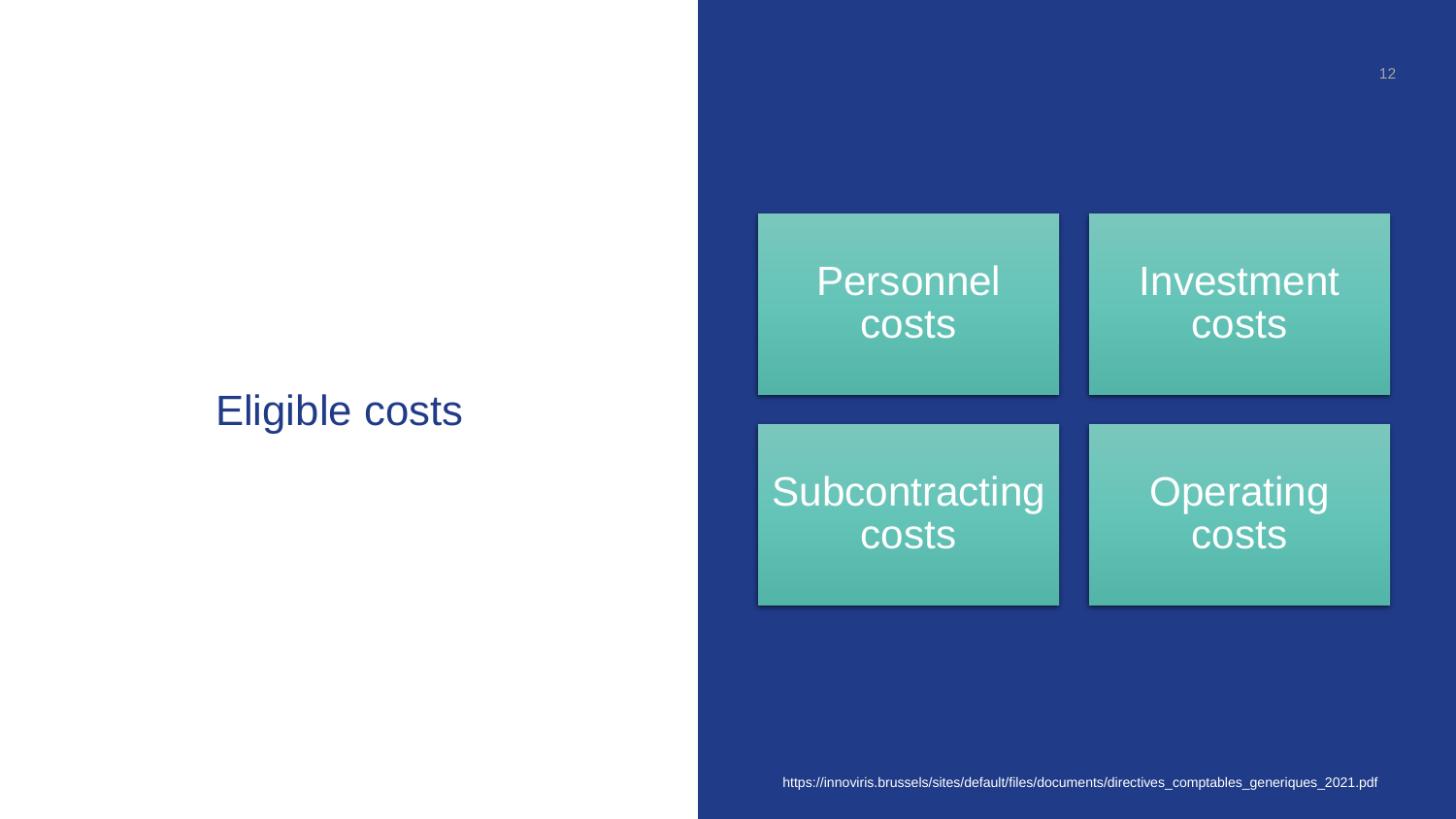# Eligible costs

- Personnel costs
- Investment costs
- Subcontracting costs
- Operating costs

https://innoviris.brussels/sites/default/files/documents/directives_comptables_generiques_2021.pdf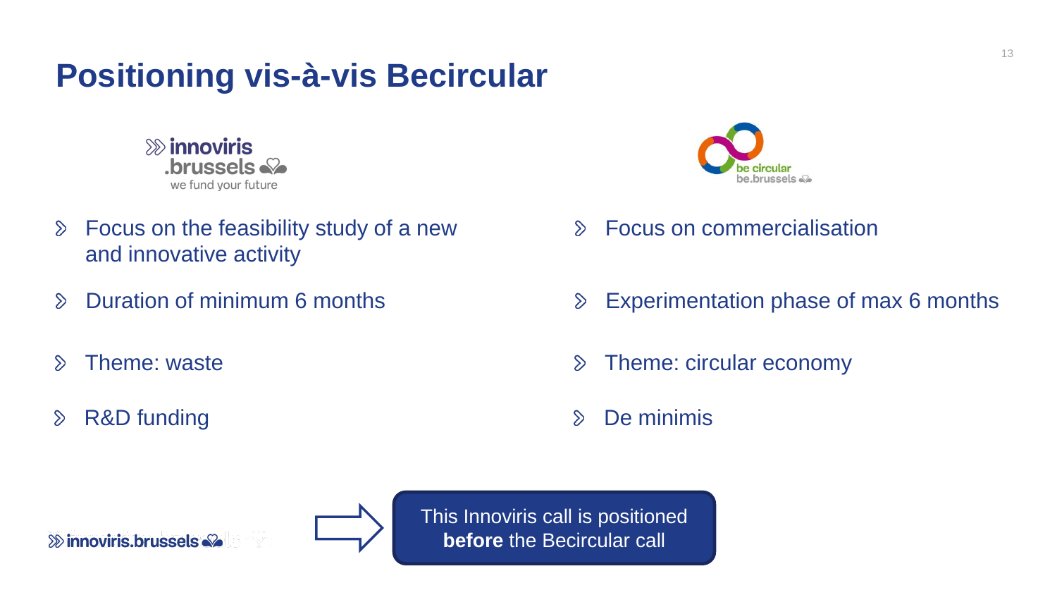# Positioning vis-à-vis Becircular

| innoviris.brussels — we fund your future | be circular be.brussels |
| --- | --- |
| Focus on the feasibility study of a new and innovative activity | Focus on commercialisation |
| Duration of minimum 6 months | Experimentation phase of max 6 months |
| Theme: waste | Theme: circular economy |
| R&D funding | De minimis |

This Innoviris call is positioned **before** the Becircular call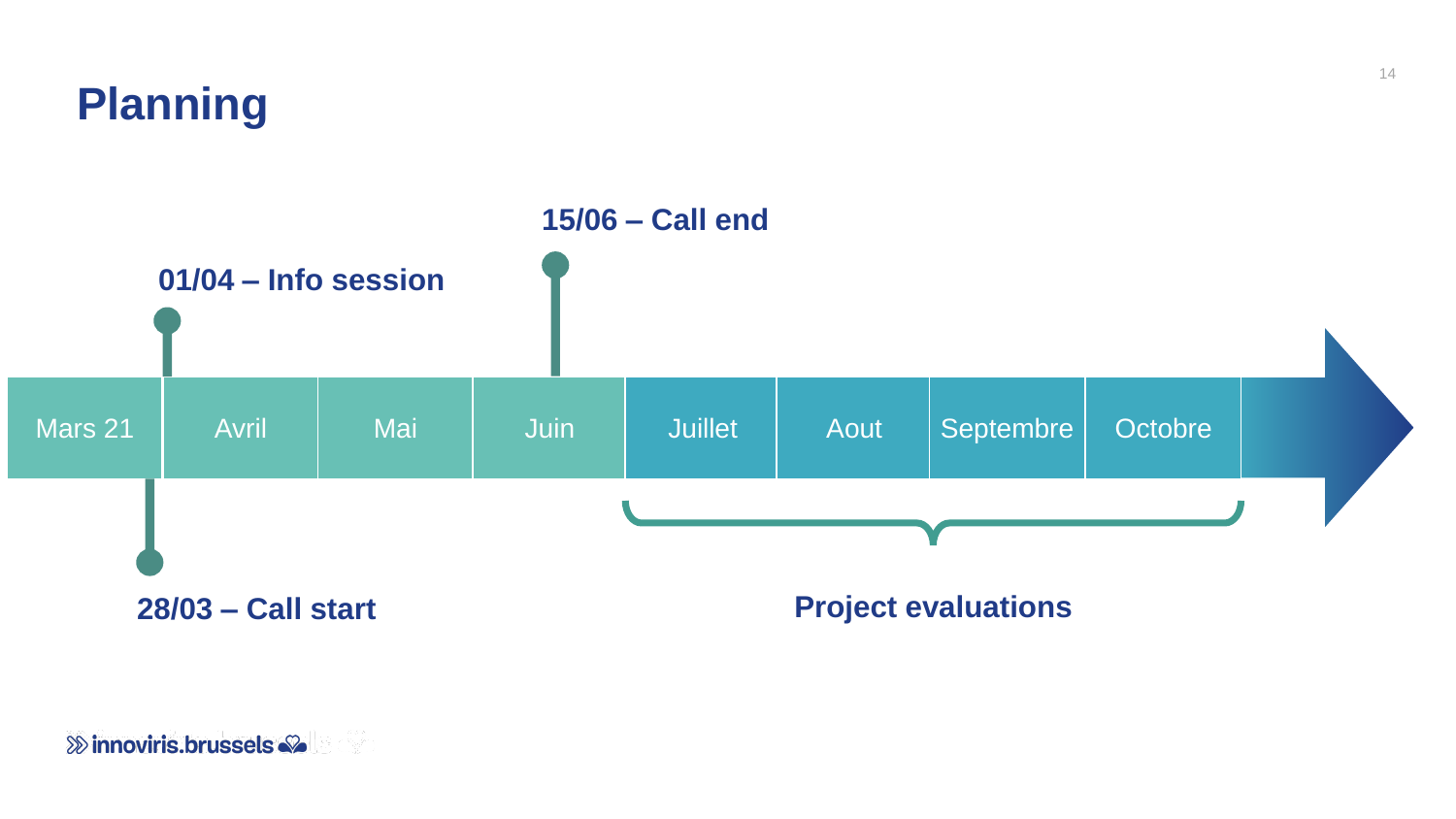# Planning

| Mars 21 | Avril | Mai | Juin | Juillet | Aout | Septembre | Octobre |
|---|---|---|---|---|---|---|---|

- **28/03 – Call start**
- **01/04 – Info session**
- **15/06 – Call end**
- **Project evaluations** (Juillet – Octobre)

innoviris.brussels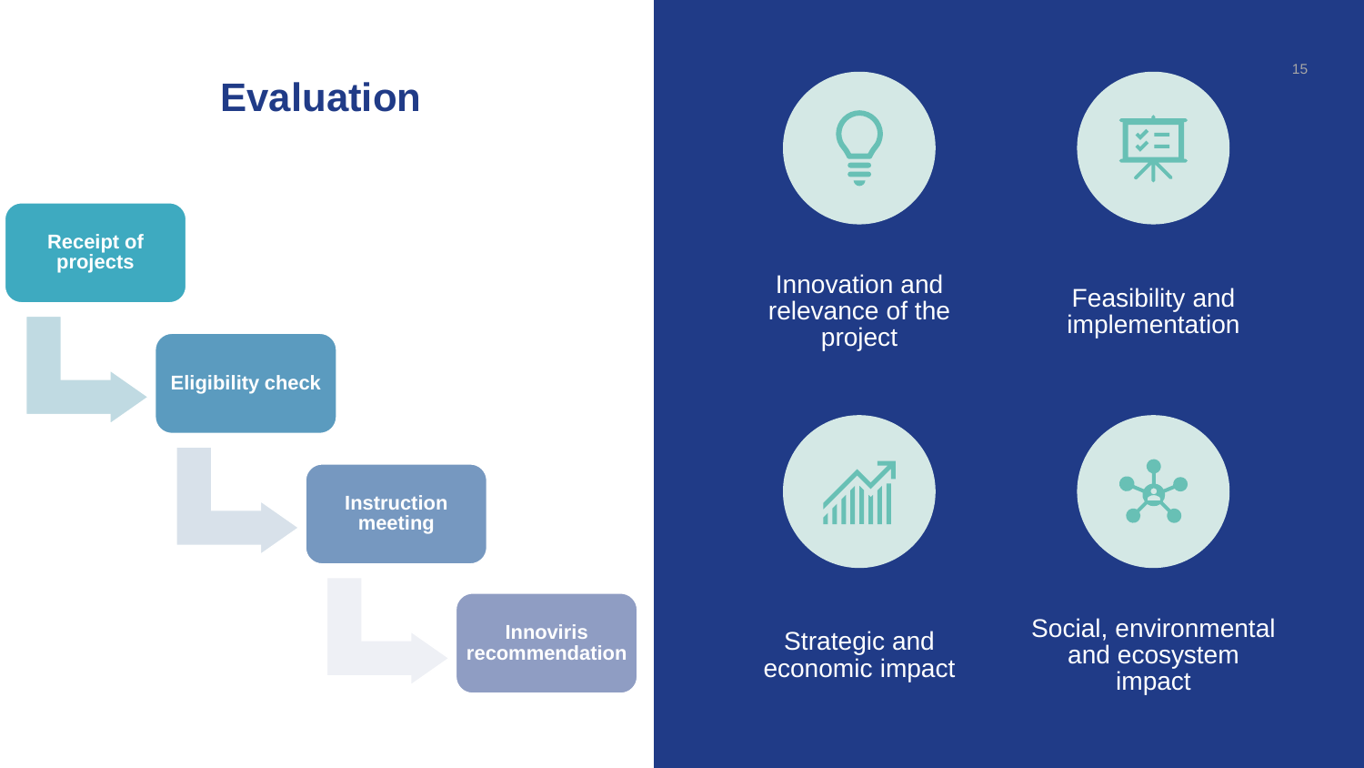# Evaluation

1. Receipt of projects
2. Eligibility check
3. Instruction meeting
4. Innoviris recommendation

- Innovation and relevance of the project
- Feasibility and implementation
- Strategic and economic impact
- Social, environmental and ecosystem impact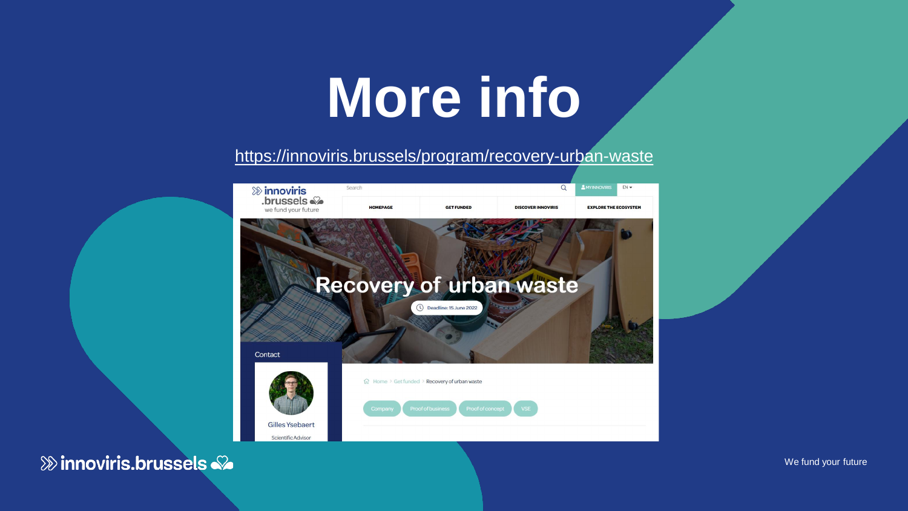# More info

https://innoviris.brussels/program/recovery-urban-waste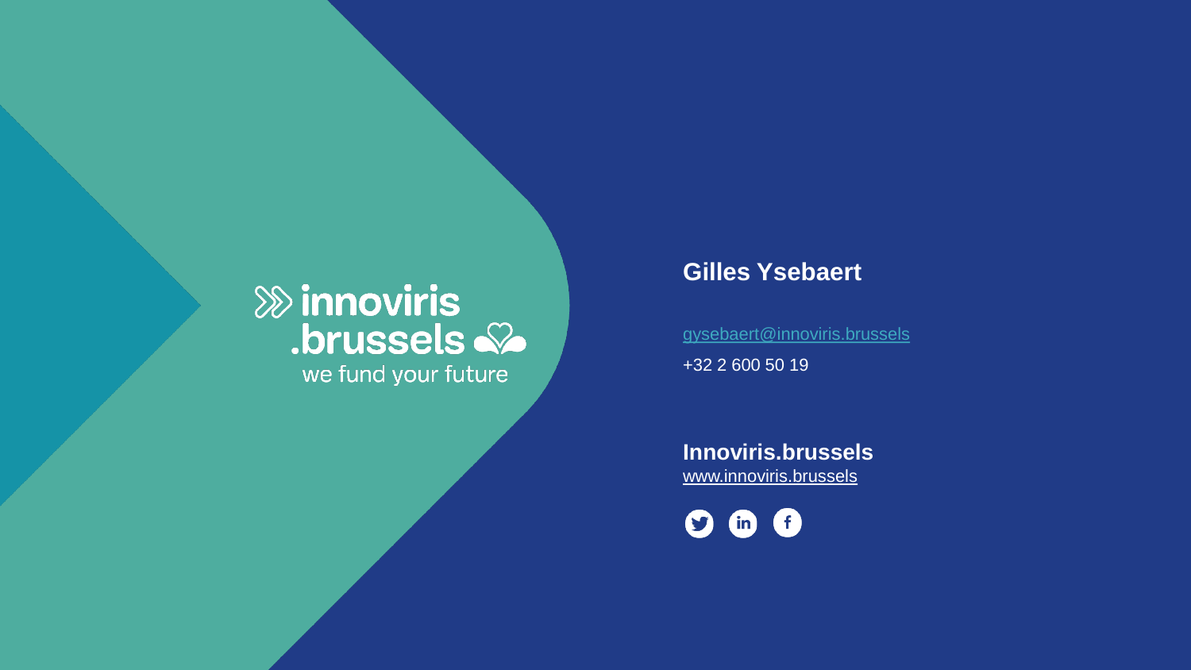innoviris
.brussels
we fund your future

**Gilles Ysebaert**

gysebaert@innoviris.brussels

+32 2 600 50 19

**Innoviris.brussels**
www.innoviris.brussels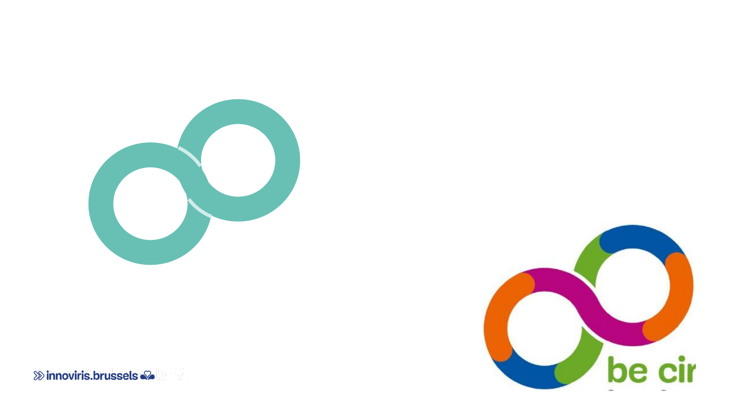innoviris.brussels

be cir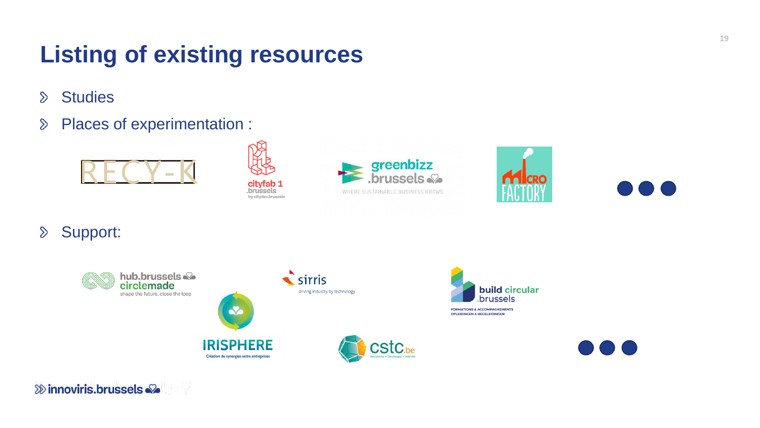# Listing of existing resources

- Studies
- Places of experimentation :

RECY-K

cityfab 1 .brussels by citydev.brussels

greenbizz .brussels WHERE SUSTAINABLE BUSINESS GROWS

MICRO FACTORY

- Support:

hub.brussels circlemade shape the future, close the loop

sirris driving industry by technology

build circular .brussels FORMATIONS & ACCOMPAGNEMENTS OPLEIDINGEN & BEGELEIDINGEN

IRISPHERE Création de synergies entre entreprises

cstc.be Recherche • Développe • Informe